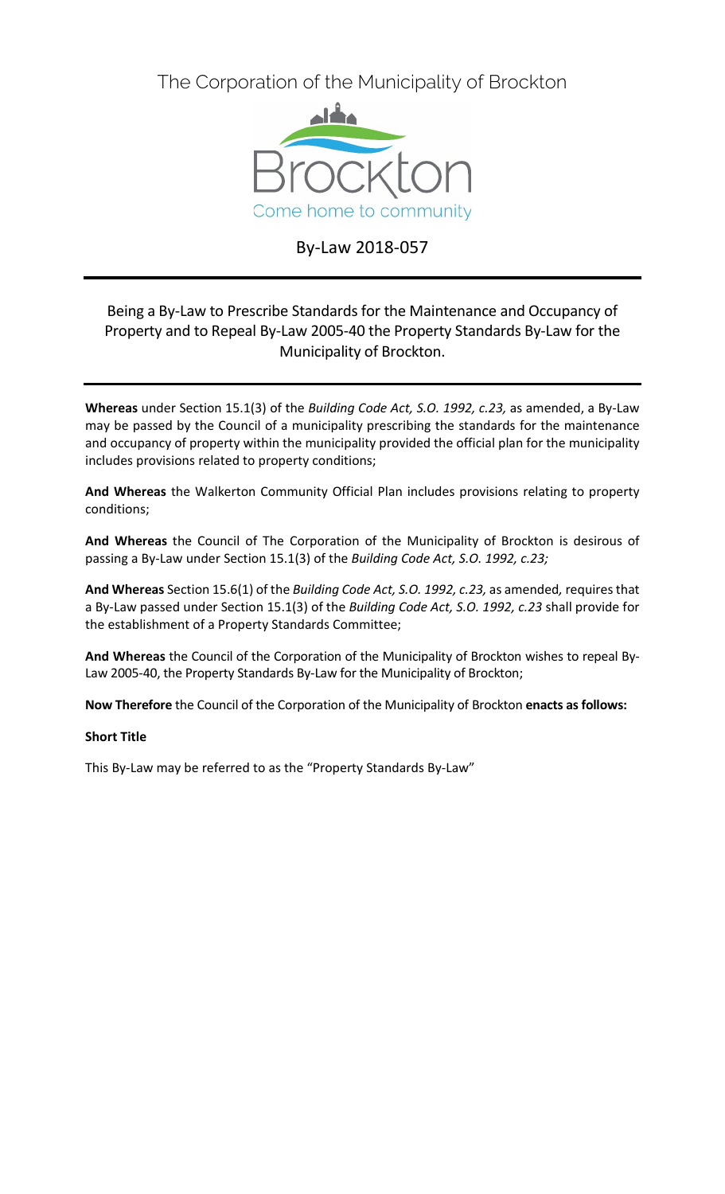# The Corporation of the Municipality of Brockton

Brockton

Come home to community

## By-Law 2018-057

Being a By-Law to Prescribe Standards for the Maintenance and Occupancy of Property and to Repeal By-Law 2005-40 the Property Standards By-Law for the Municipality of Brockton.

**Whereas** under Section 15.1(3) of the *Building Code Act, S.O. 1992, c.23,* as amended, a By-Law may be passed by the Council of a municipality prescribing the standards for the maintenance and occupancy of property within the municipality provided the official plan for the municipality includes provisions related to property conditions;

**And Whereas** the Walkerton Community Official Plan includes provisions relating to property conditions;

**And Whereas** the Council of The Corporation of the Municipality of Brockton is desirous of passing a By-Law under Section 15.1(3) of the *Building Code Act, S.O. 1992, c.23;*

**And Whereas** Section 15.6(1) of the *Building Code Act, S.O. 1992, c.23,* as amended*,* requires that a By-Law passed under Section 15.1(3) of the *Building Code Act, S.O. 1992, c.23* shall provide for the establishment of a Property Standards Committee;

**And Whereas** the Council of the Corporation of the Municipality of Brockton wishes to repeal By-Law 2005-40, the Property Standards By-Law for the Municipality of Brockton;

**Now Therefore** the Council of the Corporation of the Municipality of Brockton **enacts as follows:**

**Short Title**

This By-Law may be referred to as the "Property Standards By-Law"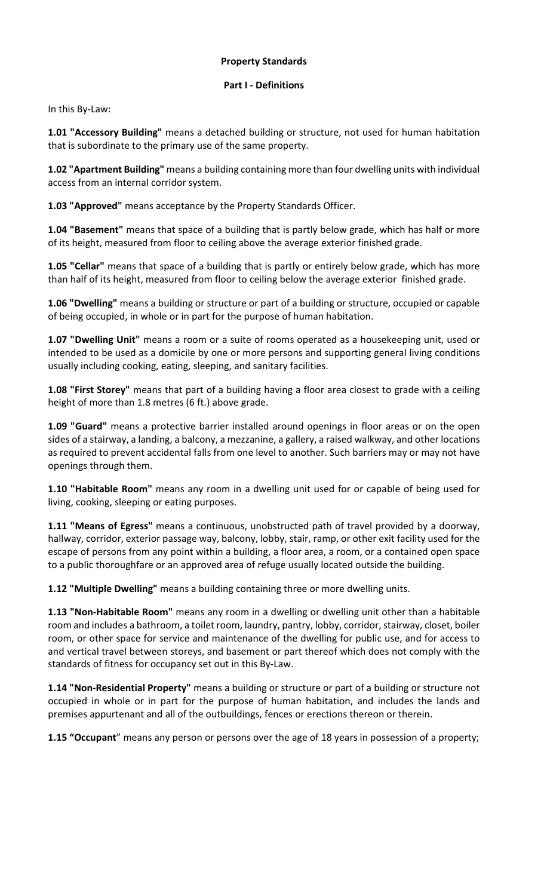**Property Standards**

**Part I - Definitions**

In this By-Law:

**1.01 "Accessory Building"** means a detached building or structure, not used for human habitation that is subordinate to the primary use of the same property.

**1.02 "Apartment Building"** means a building containing more than four dwelling units with individual access from an internal corridor system.

**1.03 "Approved"** means acceptance by the Property Standards Officer.

**1.04 "Basement"** means that space of a building that is partly below grade, which has half or more of its height, measured from floor to ceiling above the average exterior finished grade.

**1.05 "Cellar"** means that space of a building that is partly or entirely below grade, which has more than half of its height, measured from floor to ceiling below the average exterior finished grade.

**1.06 "Dwelling"** means a building or structure or part of a building or structure, occupied or capable of being occupied, in whole or in part for the purpose of human habitation.

**1.07 "Dwelling Unit"** means a room or a suite of rooms operated as a housekeeping unit, used or intended to be used as a domicile by one or more persons and supporting general living conditions usually including cooking, eating, sleeping, and sanitary facilities.

**1.08 "First Storey"** means that part of a building having a floor area closest to grade with a ceiling height of more than 1.8 metres (6 ft.) above grade.

**1.09 "Guard"** means a protective barrier installed around openings in floor areas or on the open sides of a stairway, a landing, a balcony, a mezzanine, a gallery, a raised walkway, and other locations as required to prevent accidental falls from one level to another. Such barriers may or may not have openings through them.

**1.10 "Habitable Room"** means any room in a dwelling unit used for or capable of being used for living, cooking, sleeping or eating purposes.

**1.11 "Means of Egress"** means a continuous, unobstructed path of travel provided by a doorway, hallway, corridor, exterior passage way, balcony, lobby, stair, ramp, or other exit facility used for the escape of persons from any point within a building, a floor area, a room, or a contained open space to a public thoroughfare or an approved area of refuge usually located outside the building.

**1.12 "Multiple Dwelling"** means a building containing three or more dwelling units.

**1.13 "Non-Habitable Room"** means any room in a dwelling or dwelling unit other than a habitable room and includes a bathroom, a toilet room, laundry, pantry, lobby, corridor, stairway, closet, boiler room, or other space for service and maintenance of the dwelling for public use, and for access to and vertical travel between storeys, and basement or part thereof which does not comply with the standards of fitness for occupancy set out in this By-Law.

**1.14 "Non-Residential Property"** means a building or structure or part of a building or structure not occupied in whole or in part for the purpose of human habitation, and includes the lands and premises appurtenant and all of the outbuildings, fences or erections thereon or therein.

**1.15 "Occupant"** means any person or persons over the age of 18 years in possession of a property;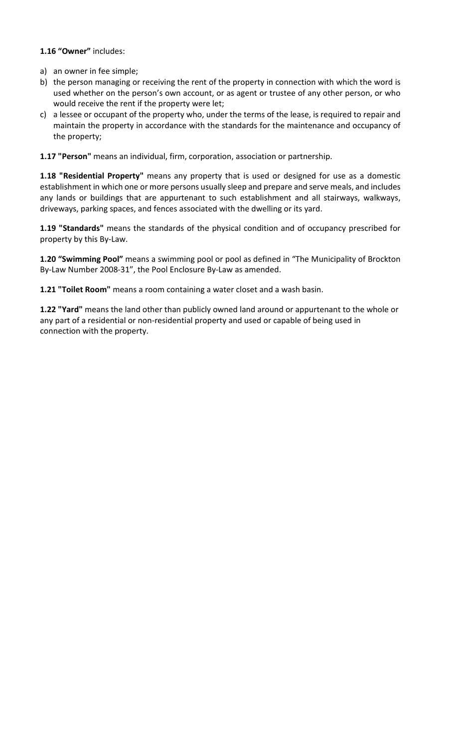**1.16 "Owner"** includes:

a) an owner in fee simple;
b) the person managing or receiving the rent of the property in connection with which the word is used whether on the person's own account, or as agent or trustee of any other person, or who would receive the rent if the property were let;
c) a lessee or occupant of the property who, under the terms of the lease, is required to repair and maintain the property in accordance with the standards for the maintenance and occupancy of the property;

**1.17 "Person"** means an individual, firm, corporation, association or partnership.

**1.18 "Residential Property"** means any property that is used or designed for use as a domestic establishment in which one or more persons usually sleep and prepare and serve meals, and includes any lands or buildings that are appurtenant to such establishment and all stairways, walkways, driveways, parking spaces, and fences associated with the dwelling or its yard.

**1.19 "Standards"** means the standards of the physical condition and of occupancy prescribed for property by this By-Law.

**1.20 "Swimming Pool"** means a swimming pool or pool as defined in "The Municipality of Brockton By-Law Number 2008-31", the Pool Enclosure By-Law as amended.

**1.21 "Toilet Room"** means a room containing a water closet and a wash basin.

**1.22 "Yard"** means the land other than publicly owned land around or appurtenant to the whole or any part of a residential or non-residential property and used or capable of being used in connection with the property.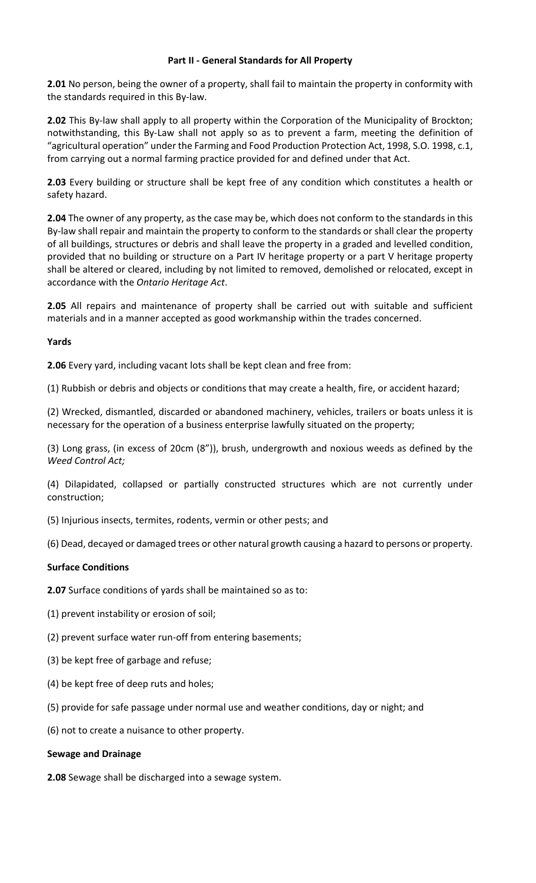## Part II - General Standards for All Property

**2.01** No person, being the owner of a property, shall fail to maintain the property in conformity with the standards required in this By-law.

**2.02** This By-law shall apply to all property within the Corporation of the Municipality of Brockton; notwithstanding, this By-Law shall not apply so as to prevent a farm, meeting the definition of "agricultural operation" under the Farming and Food Production Protection Act, 1998, S.O. 1998, c.1, from carrying out a normal farming practice provided for and defined under that Act.

**2.03** Every building or structure shall be kept free of any condition which constitutes a health or safety hazard.

**2.04** The owner of any property, as the case may be, which does not conform to the standards in this By-law shall repair and maintain the property to conform to the standards or shall clear the property of all buildings, structures or debris and shall leave the property in a graded and levelled condition, provided that no building or structure on a Part IV heritage property or a part V heritage property shall be altered or cleared, including by not limited to removed, demolished or relocated, except in accordance with the *Ontario Heritage Act*.

**2.05** All repairs and maintenance of property shall be carried out with suitable and sufficient materials and in a manner accepted as good workmanship within the trades concerned.

### Yards

**2.06** Every yard, including vacant lots shall be kept clean and free from:

(1) Rubbish or debris and objects or conditions that may create a health, fire, or accident hazard;

(2) Wrecked, dismantled, discarded or abandoned machinery, vehicles, trailers or boats unless it is necessary for the operation of a business enterprise lawfully situated on the property;

(3) Long grass, (in excess of 20cm (8")), brush, undergrowth and noxious weeds as defined by the *Weed Control Act;*

(4) Dilapidated, collapsed or partially constructed structures which are not currently under construction;

(5) Injurious insects, termites, rodents, vermin or other pests; and

(6) Dead, decayed or damaged trees or other natural growth causing a hazard to persons or property.

### Surface Conditions

**2.07** Surface conditions of yards shall be maintained so as to:

(1) prevent instability or erosion of soil;

(2) prevent surface water run-off from entering basements;

(3) be kept free of garbage and refuse;

(4) be kept free of deep ruts and holes;

(5) provide for safe passage under normal use and weather conditions, day or night; and

(6) not to create a nuisance to other property.

### Sewage and Drainage

**2.08** Sewage shall be discharged into a sewage system.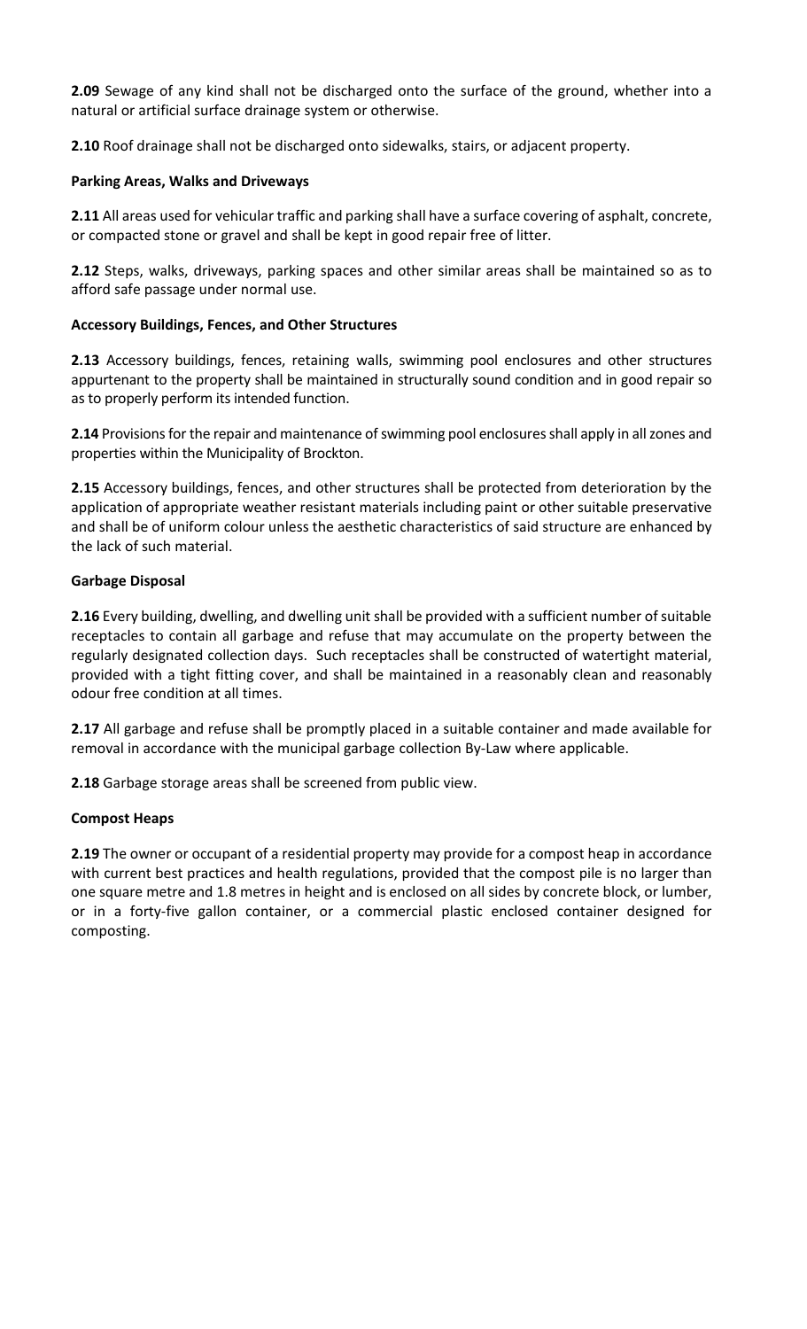**2.09** Sewage of any kind shall not be discharged onto the surface of the ground, whether into a natural or artificial surface drainage system or otherwise.

**2.10** Roof drainage shall not be discharged onto sidewalks, stairs, or adjacent property.

**Parking Areas, Walks and Driveways**

**2.11** All areas used for vehicular traffic and parking shall have a surface covering of asphalt, concrete, or compacted stone or gravel and shall be kept in good repair free of litter.

**2.12** Steps, walks, driveways, parking spaces and other similar areas shall be maintained so as to afford safe passage under normal use.

**Accessory Buildings, Fences, and Other Structures**

**2.13** Accessory buildings, fences, retaining walls, swimming pool enclosures and other structures appurtenant to the property shall be maintained in structurally sound condition and in good repair so as to properly perform its intended function.

**2.14** Provisions for the repair and maintenance of swimming pool enclosures shall apply in all zones and properties within the Municipality of Brockton.

**2.15** Accessory buildings, fences, and other structures shall be protected from deterioration by the application of appropriate weather resistant materials including paint or other suitable preservative and shall be of uniform colour unless the aesthetic characteristics of said structure are enhanced by the lack of such material.

**Garbage Disposal**

**2.16** Every building, dwelling, and dwelling unit shall be provided with a sufficient number of suitable receptacles to contain all garbage and refuse that may accumulate on the property between the regularly designated collection days. Such receptacles shall be constructed of watertight material, provided with a tight fitting cover, and shall be maintained in a reasonably clean and reasonably odour free condition at all times.

**2.17** All garbage and refuse shall be promptly placed in a suitable container and made available for removal in accordance with the municipal garbage collection By-Law where applicable.

**2.18** Garbage storage areas shall be screened from public view.

**Compost Heaps**

**2.19** The owner or occupant of a residential property may provide for a compost heap in accordance with current best practices and health regulations, provided that the compost pile is no larger than one square metre and 1.8 metres in height and is enclosed on all sides by concrete block, or lumber, or in a forty-five gallon container, or a commercial plastic enclosed container designed for composting.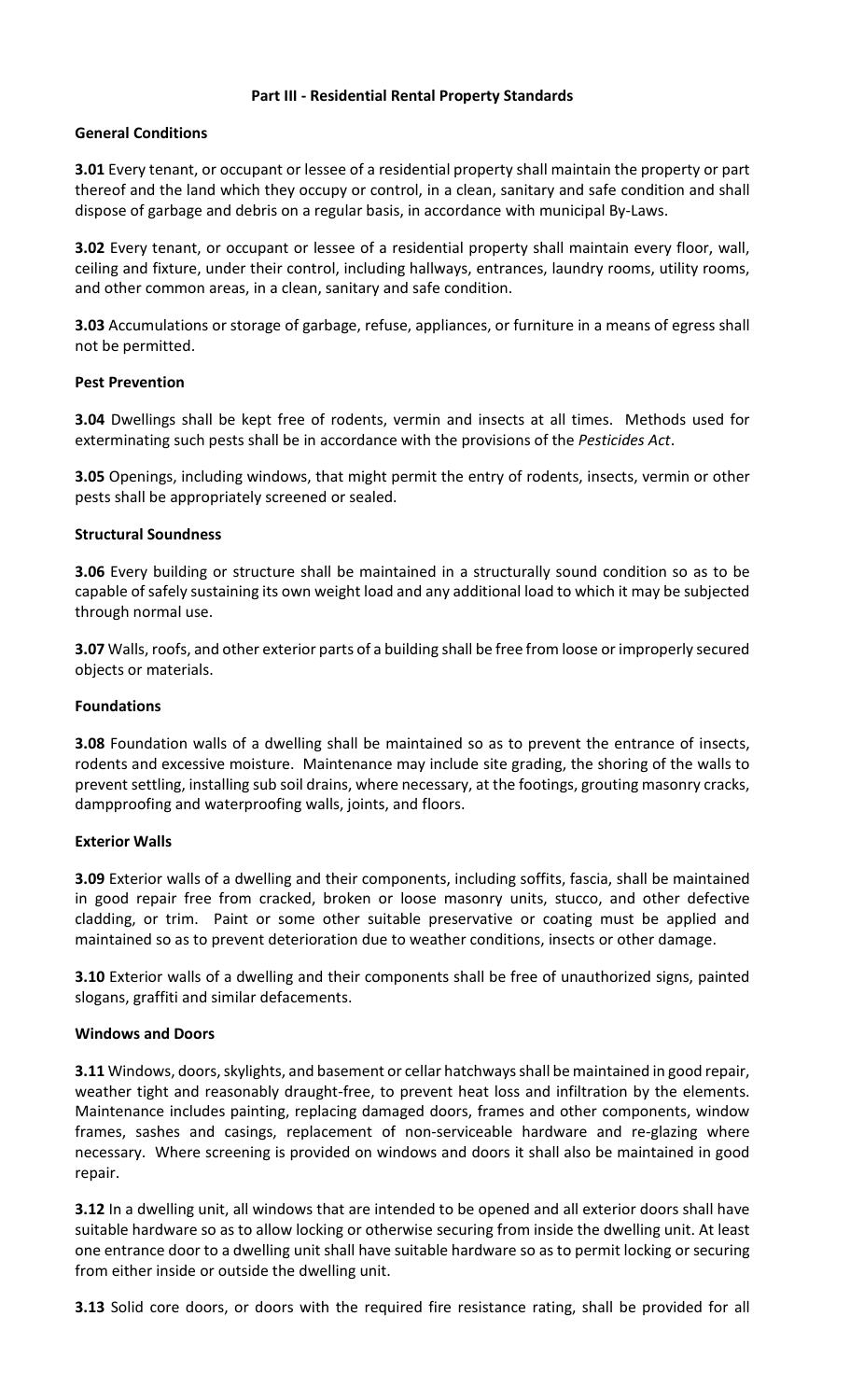## Part III - Residential Rental Property Standards

### General Conditions

**3.01** Every tenant, or occupant or lessee of a residential property shall maintain the property or part thereof and the land which they occupy or control, in a clean, sanitary and safe condition and shall dispose of garbage and debris on a regular basis, in accordance with municipal By-Laws.

**3.02** Every tenant, or occupant or lessee of a residential property shall maintain every floor, wall, ceiling and fixture, under their control, including hallways, entrances, laundry rooms, utility rooms, and other common areas, in a clean, sanitary and safe condition.

**3.03** Accumulations or storage of garbage, refuse, appliances, or furniture in a means of egress shall not be permitted.

### Pest Prevention

**3.04** Dwellings shall be kept free of rodents, vermin and insects at all times. Methods used for exterminating such pests shall be in accordance with the provisions of the *Pesticides Act*.

**3.05** Openings, including windows, that might permit the entry of rodents, insects, vermin or other pests shall be appropriately screened or sealed.

### Structural Soundness

**3.06** Every building or structure shall be maintained in a structurally sound condition so as to be capable of safely sustaining its own weight load and any additional load to which it may be subjected through normal use.

**3.07** Walls, roofs, and other exterior parts of a building shall be free from loose or improperly secured objects or materials.

### Foundations

**3.08** Foundation walls of a dwelling shall be maintained so as to prevent the entrance of insects, rodents and excessive moisture. Maintenance may include site grading, the shoring of the walls to prevent settling, installing sub soil drains, where necessary, at the footings, grouting masonry cracks, dampproofing and waterproofing walls, joints, and floors.

### Exterior Walls

**3.09** Exterior walls of a dwelling and their components, including soffits, fascia, shall be maintained in good repair free from cracked, broken or loose masonry units, stucco, and other defective cladding, or trim. Paint or some other suitable preservative or coating must be applied and maintained so as to prevent deterioration due to weather conditions, insects or other damage.

**3.10** Exterior walls of a dwelling and their components shall be free of unauthorized signs, painted slogans, graffiti and similar defacements.

### Windows and Doors

**3.11** Windows, doors, skylights, and basement or cellar hatchways shall be maintained in good repair, weather tight and reasonably draught-free, to prevent heat loss and infiltration by the elements. Maintenance includes painting, replacing damaged doors, frames and other components, window frames, sashes and casings, replacement of non-serviceable hardware and re-glazing where necessary. Where screening is provided on windows and doors it shall also be maintained in good repair.

**3.12** In a dwelling unit, all windows that are intended to be opened and all exterior doors shall have suitable hardware so as to allow locking or otherwise securing from inside the dwelling unit. At least one entrance door to a dwelling unit shall have suitable hardware so as to permit locking or securing from either inside or outside the dwelling unit.

**3.13** Solid core doors, or doors with the required fire resistance rating, shall be provided for all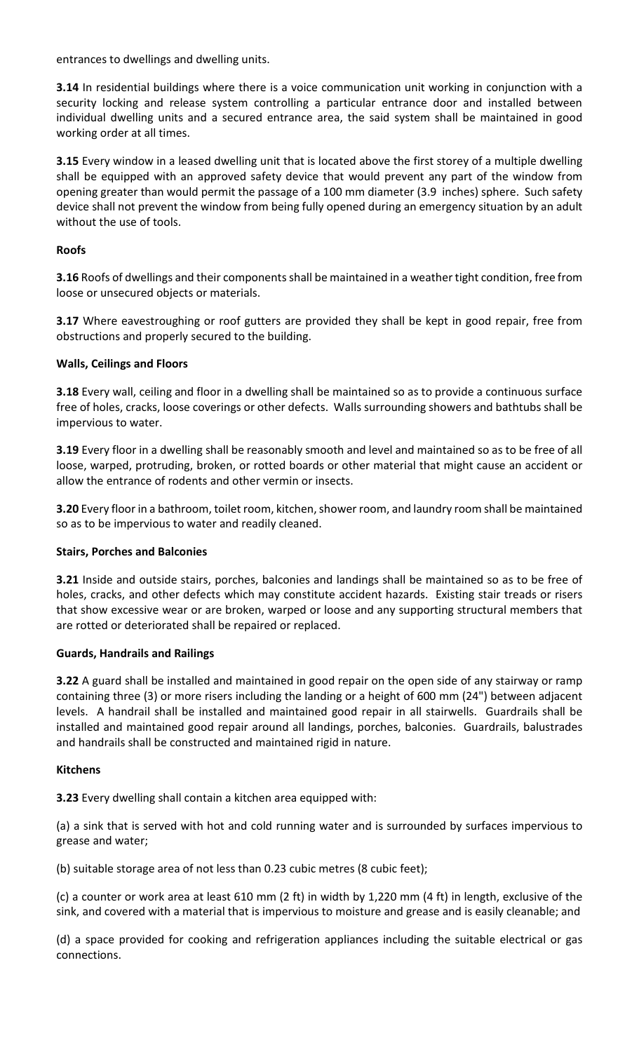entrances to dwellings and dwelling units.

**3.14** In residential buildings where there is a voice communication unit working in conjunction with a security locking and release system controlling a particular entrance door and installed between individual dwelling units and a secured entrance area, the said system shall be maintained in good working order at all times.

**3.15** Every window in a leased dwelling unit that is located above the first storey of a multiple dwelling shall be equipped with an approved safety device that would prevent any part of the window from opening greater than would permit the passage of a 100 mm diameter (3.9 inches) sphere. Such safety device shall not prevent the window from being fully opened during an emergency situation by an adult without the use of tools.

**Roofs**

**3.16** Roofs of dwellings and their components shall be maintained in a weather tight condition, free from loose or unsecured objects or materials.

**3.17** Where eavestroughing or roof gutters are provided they shall be kept in good repair, free from obstructions and properly secured to the building.

**Walls, Ceilings and Floors**

**3.18** Every wall, ceiling and floor in a dwelling shall be maintained so as to provide a continuous surface free of holes, cracks, loose coverings or other defects. Walls surrounding showers and bathtubs shall be impervious to water.

**3.19** Every floor in a dwelling shall be reasonably smooth and level and maintained so as to be free of all loose, warped, protruding, broken, or rotted boards or other material that might cause an accident or allow the entrance of rodents and other vermin or insects.

**3.20** Every floor in a bathroom, toilet room, kitchen, shower room, and laundry room shall be maintained so as to be impervious to water and readily cleaned.

**Stairs, Porches and Balconies**

**3.21** Inside and outside stairs, porches, balconies and landings shall be maintained so as to be free of holes, cracks, and other defects which may constitute accident hazards. Existing stair treads or risers that show excessive wear or are broken, warped or loose and any supporting structural members that are rotted or deteriorated shall be repaired or replaced.

**Guards, Handrails and Railings**

**3.22** A guard shall be installed and maintained in good repair on the open side of any stairway or ramp containing three (3) or more risers including the landing or a height of 600 mm (24") between adjacent levels. A handrail shall be installed and maintained good repair in all stairwells. Guardrails shall be installed and maintained good repair around all landings, porches, balconies. Guardrails, balustrades and handrails shall be constructed and maintained rigid in nature.

**Kitchens**

**3.23** Every dwelling shall contain a kitchen area equipped with:

(a) a sink that is served with hot and cold running water and is surrounded by surfaces impervious to grease and water;

(b) suitable storage area of not less than 0.23 cubic metres (8 cubic feet);

(c) a counter or work area at least 610 mm (2 ft) in width by 1,220 mm (4 ft) in length, exclusive of the sink, and covered with a material that is impervious to moisture and grease and is easily cleanable; and

(d) a space provided for cooking and refrigeration appliances including the suitable electrical or gas connections.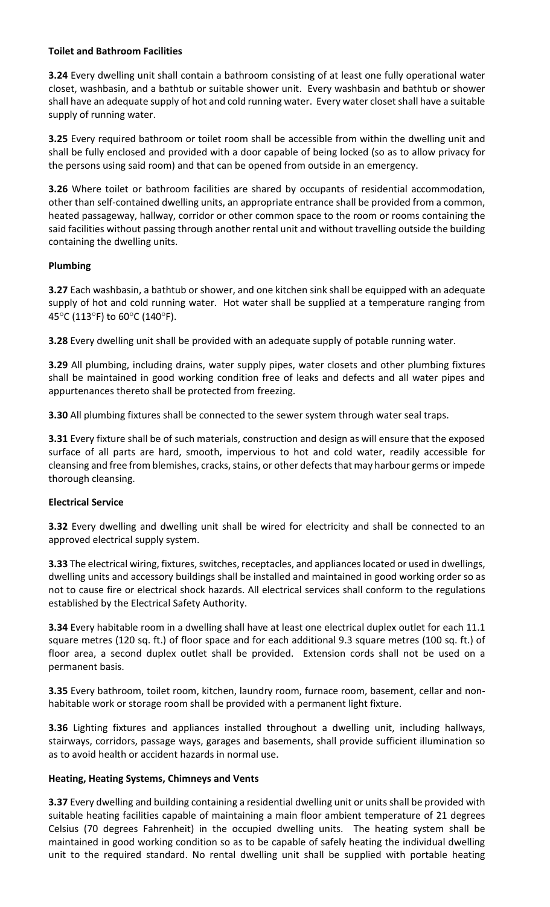**Toilet and Bathroom Facilities**

**3.24** Every dwelling unit shall contain a bathroom consisting of at least one fully operational water closet, washbasin, and a bathtub or suitable shower unit. Every washbasin and bathtub or shower shall have an adequate supply of hot and cold running water. Every water closet shall have a suitable supply of running water.

**3.25** Every required bathroom or toilet room shall be accessible from within the dwelling unit and shall be fully enclosed and provided with a door capable of being locked (so as to allow privacy for the persons using said room) and that can be opened from outside in an emergency.

**3.26** Where toilet or bathroom facilities are shared by occupants of residential accommodation, other than self-contained dwelling units, an appropriate entrance shall be provided from a common, heated passageway, hallway, corridor or other common space to the room or rooms containing the said facilities without passing through another rental unit and without travelling outside the building containing the dwelling units.

**Plumbing**

**3.27** Each washbasin, a bathtub or shower, and one kitchen sink shall be equipped with an adequate supply of hot and cold running water. Hot water shall be supplied at a temperature ranging from 45°C (113°F) to 60°C (140°F).

**3.28** Every dwelling unit shall be provided with an adequate supply of potable running water.

**3.29** All plumbing, including drains, water supply pipes, water closets and other plumbing fixtures shall be maintained in good working condition free of leaks and defects and all water pipes and appurtenances thereto shall be protected from freezing.

**3.30** All plumbing fixtures shall be connected to the sewer system through water seal traps.

**3.31** Every fixture shall be of such materials, construction and design as will ensure that the exposed surface of all parts are hard, smooth, impervious to hot and cold water, readily accessible for cleansing and free from blemishes, cracks, stains, or other defects that may harbour germs or impede thorough cleansing.

**Electrical Service**

**3.32** Every dwelling and dwelling unit shall be wired for electricity and shall be connected to an approved electrical supply system.

**3.33** The electrical wiring, fixtures, switches, receptacles, and appliances located or used in dwellings, dwelling units and accessory buildings shall be installed and maintained in good working order so as not to cause fire or electrical shock hazards. All electrical services shall conform to the regulations established by the Electrical Safety Authority.

**3.34** Every habitable room in a dwelling shall have at least one electrical duplex outlet for each 11.1 square metres (120 sq. ft.) of floor space and for each additional 9.3 square metres (100 sq. ft.) of floor area, a second duplex outlet shall be provided. Extension cords shall not be used on a permanent basis.

**3.35** Every bathroom, toilet room, kitchen, laundry room, furnace room, basement, cellar and non-habitable work or storage room shall be provided with a permanent light fixture.

**3.36** Lighting fixtures and appliances installed throughout a dwelling unit, including hallways, stairways, corridors, passage ways, garages and basements, shall provide sufficient illumination so as to avoid health or accident hazards in normal use.

**Heating, Heating Systems, Chimneys and Vents**

**3.37** Every dwelling and building containing a residential dwelling unit or units shall be provided with suitable heating facilities capable of maintaining a main floor ambient temperature of 21 degrees Celsius (70 degrees Fahrenheit) in the occupied dwelling units. The heating system shall be maintained in good working condition so as to be capable of safely heating the individual dwelling unit to the required standard. No rental dwelling unit shall be supplied with portable heating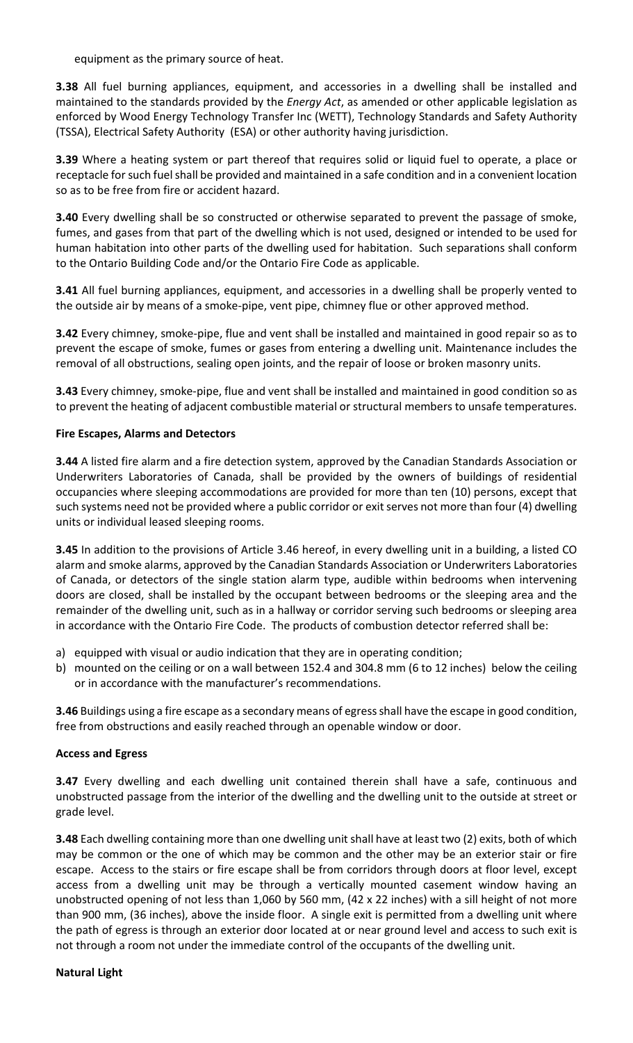equipment as the primary source of heat.

**3.38** All fuel burning appliances, equipment, and accessories in a dwelling shall be installed and maintained to the standards provided by the *Energy Act*, as amended or other applicable legislation as enforced by Wood Energy Technology Transfer Inc (WETT), Technology Standards and Safety Authority (TSSA), Electrical Safety Authority (ESA) or other authority having jurisdiction.

**3.39** Where a heating system or part thereof that requires solid or liquid fuel to operate, a place or receptacle for such fuel shall be provided and maintained in a safe condition and in a convenient location so as to be free from fire or accident hazard.

**3.40** Every dwelling shall be so constructed or otherwise separated to prevent the passage of smoke, fumes, and gases from that part of the dwelling which is not used, designed or intended to be used for human habitation into other parts of the dwelling used for habitation. Such separations shall conform to the Ontario Building Code and/or the Ontario Fire Code as applicable.

**3.41** All fuel burning appliances, equipment, and accessories in a dwelling shall be properly vented to the outside air by means of a smoke-pipe, vent pipe, chimney flue or other approved method.

**3.42** Every chimney, smoke-pipe, flue and vent shall be installed and maintained in good repair so as to prevent the escape of smoke, fumes or gases from entering a dwelling unit. Maintenance includes the removal of all obstructions, sealing open joints, and the repair of loose or broken masonry units.

**3.43** Every chimney, smoke-pipe, flue and vent shall be installed and maintained in good condition so as to prevent the heating of adjacent combustible material or structural members to unsafe temperatures.

**Fire Escapes, Alarms and Detectors**

**3.44** A listed fire alarm and a fire detection system, approved by the Canadian Standards Association or Underwriters Laboratories of Canada, shall be provided by the owners of buildings of residential occupancies where sleeping accommodations are provided for more than ten (10) persons, except that such systems need not be provided where a public corridor or exit serves not more than four (4) dwelling units or individual leased sleeping rooms.

**3.45** In addition to the provisions of Article 3.46 hereof, in every dwelling unit in a building, a listed CO alarm and smoke alarms, approved by the Canadian Standards Association or Underwriters Laboratories of Canada, or detectors of the single station alarm type, audible within bedrooms when intervening doors are closed, shall be installed by the occupant between bedrooms or the sleeping area and the remainder of the dwelling unit, such as in a hallway or corridor serving such bedrooms or sleeping area in accordance with the Ontario Fire Code. The products of combustion detector referred shall be:

a) equipped with visual or audio indication that they are in operating condition;
b) mounted on the ceiling or on a wall between 152.4 and 304.8 mm (6 to 12 inches) below the ceiling or in accordance with the manufacturer's recommendations.

**3.46** Buildings using a fire escape as a secondary means of egress shall have the escape in good condition, free from obstructions and easily reached through an openable window or door.

**Access and Egress**

**3.47** Every dwelling and each dwelling unit contained therein shall have a safe, continuous and unobstructed passage from the interior of the dwelling and the dwelling unit to the outside at street or grade level.

**3.48** Each dwelling containing more than one dwelling unit shall have at least two (2) exits, both of which may be common or the one of which may be common and the other may be an exterior stair or fire escape. Access to the stairs or fire escape shall be from corridors through doors at floor level, except access from a dwelling unit may be through a vertically mounted casement window having an unobstructed opening of not less than 1,060 by 560 mm, (42 x 22 inches) with a sill height of not more than 900 mm, (36 inches), above the inside floor. A single exit is permitted from a dwelling unit where the path of egress is through an exterior door located at or near ground level and access to such exit is not through a room not under the immediate control of the occupants of the dwelling unit.

**Natural Light**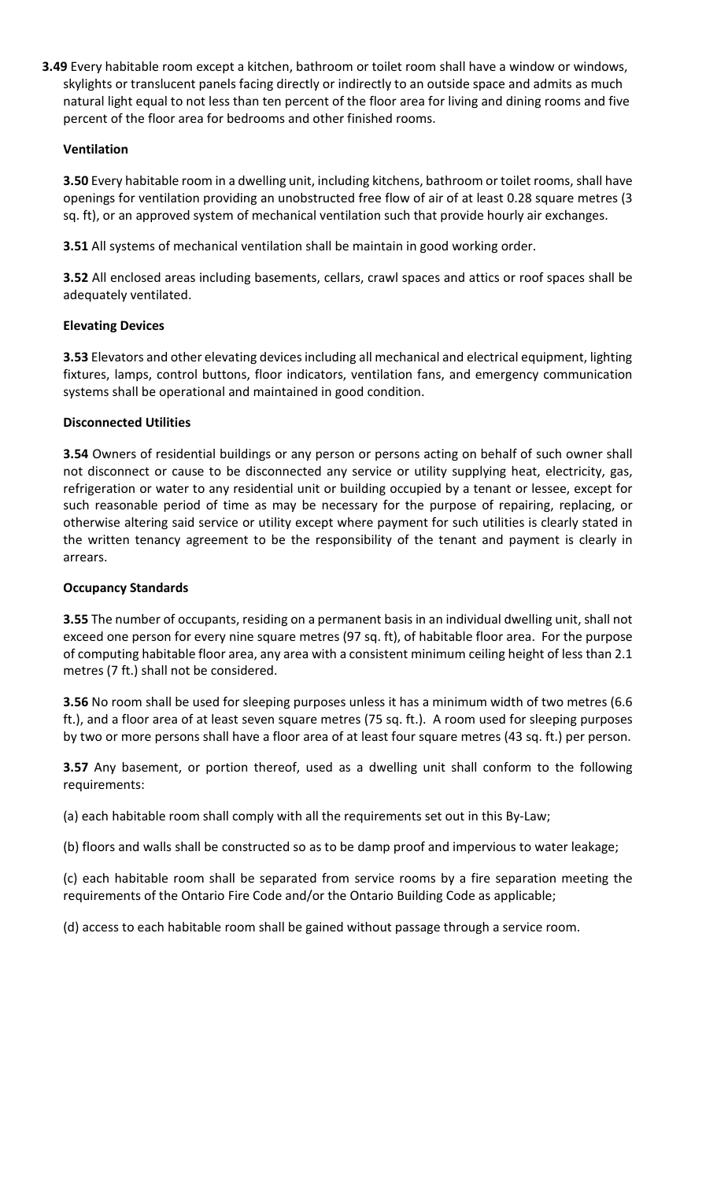**3.49** Every habitable room except a kitchen, bathroom or toilet room shall have a window or windows, skylights or translucent panels facing directly or indirectly to an outside space and admits as much natural light equal to not less than ten percent of the floor area for living and dining rooms and five percent of the floor area for bedrooms and other finished rooms.

**Ventilation**

**3.50** Every habitable room in a dwelling unit, including kitchens, bathroom or toilet rooms, shall have openings for ventilation providing an unobstructed free flow of air of at least 0.28 square metres (3 sq. ft), or an approved system of mechanical ventilation such that provide hourly air exchanges.

**3.51** All systems of mechanical ventilation shall be maintain in good working order.

**3.52** All enclosed areas including basements, cellars, crawl spaces and attics or roof spaces shall be adequately ventilated.

**Elevating Devices**

**3.53** Elevators and other elevating devices including all mechanical and electrical equipment, lighting fixtures, lamps, control buttons, floor indicators, ventilation fans, and emergency communication systems shall be operational and maintained in good condition.

**Disconnected Utilities**

**3.54** Owners of residential buildings or any person or persons acting on behalf of such owner shall not disconnect or cause to be disconnected any service or utility supplying heat, electricity, gas, refrigeration or water to any residential unit or building occupied by a tenant or lessee, except for such reasonable period of time as may be necessary for the purpose of repairing, replacing, or otherwise altering said service or utility except where payment for such utilities is clearly stated in the written tenancy agreement to be the responsibility of the tenant and payment is clearly in arrears.

**Occupancy Standards**

**3.55** The number of occupants, residing on a permanent basis in an individual dwelling unit, shall not exceed one person for every nine square metres (97 sq. ft), of habitable floor area. For the purpose of computing habitable floor area, any area with a consistent minimum ceiling height of less than 2.1 metres (7 ft.) shall not be considered.

**3.56** No room shall be used for sleeping purposes unless it has a minimum width of two metres (6.6 ft.), and a floor area of at least seven square metres (75 sq. ft.). A room used for sleeping purposes by two or more persons shall have a floor area of at least four square metres (43 sq. ft.) per person.

**3.57** Any basement, or portion thereof, used as a dwelling unit shall conform to the following requirements:

(a) each habitable room shall comply with all the requirements set out in this By-Law;

(b) floors and walls shall be constructed so as to be damp proof and impervious to water leakage;

(c) each habitable room shall be separated from service rooms by a fire separation meeting the requirements of the Ontario Fire Code and/or the Ontario Building Code as applicable;

(d) access to each habitable room shall be gained without passage through a service room.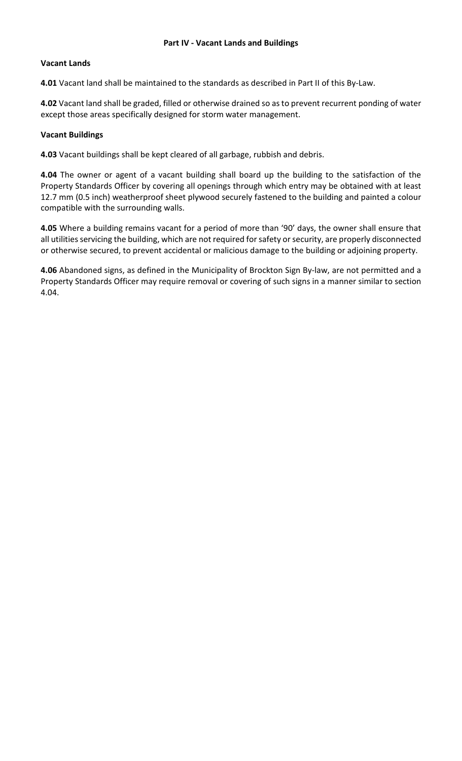## Part IV - Vacant Lands and Buildings

### Vacant Lands

**4.01** Vacant land shall be maintained to the standards as described in Part II of this By-Law.

**4.02** Vacant land shall be graded, filled or otherwise drained so as to prevent recurrent ponding of water except those areas specifically designed for storm water management.

### Vacant Buildings

**4.03** Vacant buildings shall be kept cleared of all garbage, rubbish and debris.

**4.04** The owner or agent of a vacant building shall board up the building to the satisfaction of the Property Standards Officer by covering all openings through which entry may be obtained with at least 12.7 mm (0.5 inch) weatherproof sheet plywood securely fastened to the building and painted a colour compatible with the surrounding walls.

**4.05** Where a building remains vacant for a period of more than '90' days, the owner shall ensure that all utilities servicing the building, which are not required for safety or security, are properly disconnected or otherwise secured, to prevent accidental or malicious damage to the building or adjoining property.

**4.06** Abandoned signs, as defined in the Municipality of Brockton Sign By-law, are not permitted and a Property Standards Officer may require removal or covering of such signs in a manner similar to section 4.04.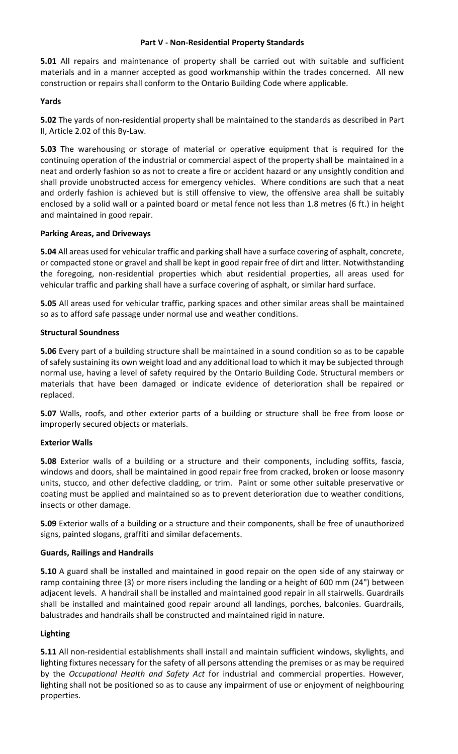## Part V - Non-Residential Property Standards

**5.01** All repairs and maintenance of property shall be carried out with suitable and sufficient materials and in a manner accepted as good workmanship within the trades concerned. All new construction or repairs shall conform to the Ontario Building Code where applicable.

### Yards

**5.02** The yards of non-residential property shall be maintained to the standards as described in Part II, Article 2.02 of this By-Law.

**5.03** The warehousing or storage of material or operative equipment that is required for the continuing operation of the industrial or commercial aspect of the property shall be maintained in a neat and orderly fashion so as not to create a fire or accident hazard or any unsightly condition and shall provide unobstructed access for emergency vehicles. Where conditions are such that a neat and orderly fashion is achieved but is still offensive to view, the offensive area shall be suitably enclosed by a solid wall or a painted board or metal fence not less than 1.8 metres (6 ft.) in height and maintained in good repair.

### Parking Areas, and Driveways

**5.04** All areas used for vehicular traffic and parking shall have a surface covering of asphalt, concrete, or compacted stone or gravel and shall be kept in good repair free of dirt and litter. Notwithstanding the foregoing, non-residential properties which abut residential properties, all areas used for vehicular traffic and parking shall have a surface covering of asphalt, or similar hard surface.

**5.05** All areas used for vehicular traffic, parking spaces and other similar areas shall be maintained so as to afford safe passage under normal use and weather conditions.

### Structural Soundness

**5.06** Every part of a building structure shall be maintained in a sound condition so as to be capable of safely sustaining its own weight load and any additional load to which it may be subjected through normal use, having a level of safety required by the Ontario Building Code. Structural members or materials that have been damaged or indicate evidence of deterioration shall be repaired or replaced.

**5.07** Walls, roofs, and other exterior parts of a building or structure shall be free from loose or improperly secured objects or materials.

### Exterior Walls

**5.08** Exterior walls of a building or a structure and their components, including soffits, fascia, windows and doors, shall be maintained in good repair free from cracked, broken or loose masonry units, stucco, and other defective cladding, or trim. Paint or some other suitable preservative or coating must be applied and maintained so as to prevent deterioration due to weather conditions, insects or other damage.

**5.09** Exterior walls of a building or a structure and their components, shall be free of unauthorized signs, painted slogans, graffiti and similar defacements.

### Guards, Railings and Handrails

**5.10** A guard shall be installed and maintained in good repair on the open side of any stairway or ramp containing three (3) or more risers including the landing or a height of 600 mm (24") between adjacent levels. A handrail shall be installed and maintained good repair in all stairwells. Guardrails shall be installed and maintained good repair around all landings, porches, balconies. Guardrails, balustrades and handrails shall be constructed and maintained rigid in nature.

### Lighting

**5.11** All non-residential establishments shall install and maintain sufficient windows, skylights, and lighting fixtures necessary for the safety of all persons attending the premises or as may be required by the *Occupational Health and Safety Act* for industrial and commercial properties. However, lighting shall not be positioned so as to cause any impairment of use or enjoyment of neighbouring properties.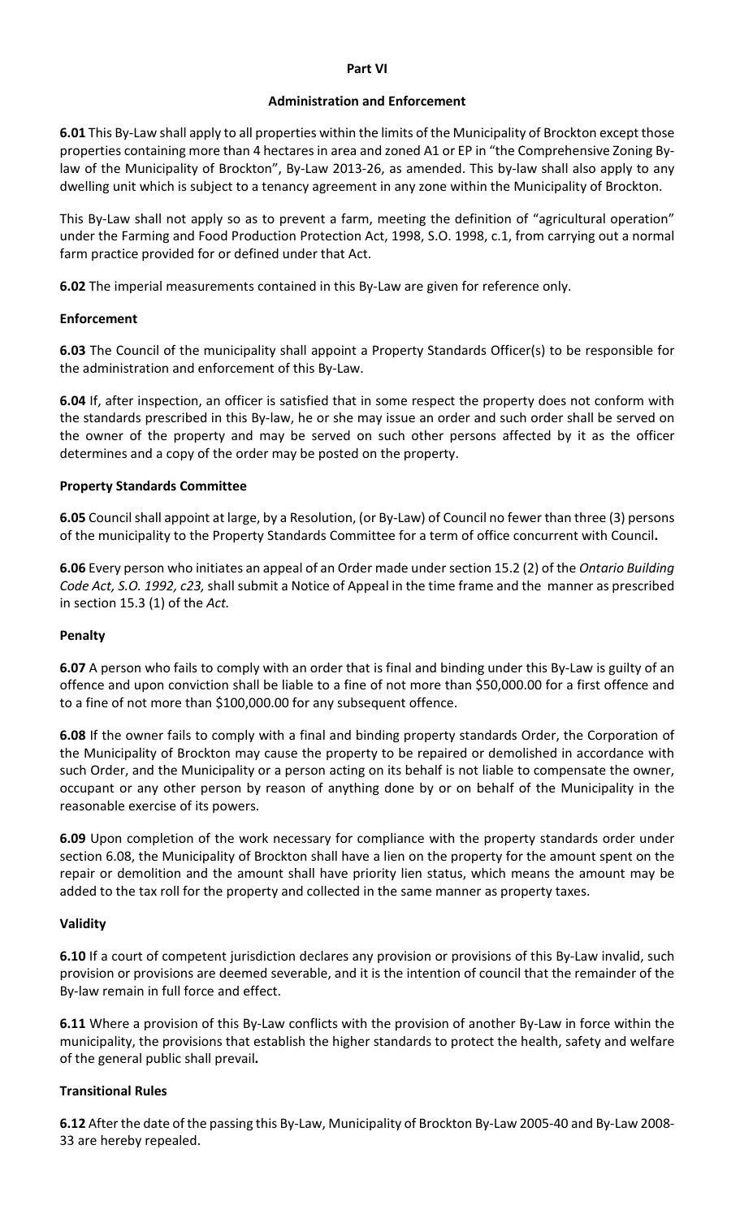## Part VI

### Administration and Enforcement

**6.01** This By-Law shall apply to all properties within the limits of the Municipality of Brockton except those properties containing more than 4 hectares in area and zoned A1 or EP in "the Comprehensive Zoning By-law of the Municipality of Brockton", By-Law 2013-26, as amended. This by-law shall also apply to any dwelling unit which is subject to a tenancy agreement in any zone within the Municipality of Brockton.

This By-Law shall not apply so as to prevent a farm, meeting the definition of "agricultural operation" under the Farming and Food Production Protection Act, 1998, S.O. 1998, c.1, from carrying out a normal farm practice provided for or defined under that Act.

**6.02** The imperial measurements contained in this By-Law are given for reference only.

#### Enforcement

**6.03** The Council of the municipality shall appoint a Property Standards Officer(s) to be responsible for the administration and enforcement of this By-Law.

**6.04** If, after inspection, an officer is satisfied that in some respect the property does not conform with the standards prescribed in this By-law, he or she may issue an order and such order shall be served on the owner of the property and may be served on such other persons affected by it as the officer determines and a copy of the order may be posted on the property.

#### Property Standards Committee

**6.05** Council shall appoint at large, by a Resolution, (or By-Law) of Council no fewer than three (3) persons of the municipality to the Property Standards Committee for a term of office concurrent with Council**.**

**6.06** Every person who initiates an appeal of an Order made under section 15.2 (2) of the *Ontario Building Code Act, S.O. 1992, c23,* shall submit a Notice of Appeal in the time frame and the manner as prescribed in section 15.3 (1) of the *Act.*

#### Penalty

**6.07** A person who fails to comply with an order that is final and binding under this By-Law is guilty of an offence and upon conviction shall be liable to a fine of not more than $50,000.00 for a first offence and to a fine of not more than $100,000.00 for any subsequent offence.

**6.08** If the owner fails to comply with a final and binding property standards Order, the Corporation of the Municipality of Brockton may cause the property to be repaired or demolished in accordance with such Order, and the Municipality or a person acting on its behalf is not liable to compensate the owner, occupant or any other person by reason of anything done by or on behalf of the Municipality in the reasonable exercise of its powers.

**6.09** Upon completion of the work necessary for compliance with the property standards order under section 6.08, the Municipality of Brockton shall have a lien on the property for the amount spent on the repair or demolition and the amount shall have priority lien status, which means the amount may be added to the tax roll for the property and collected in the same manner as property taxes.

#### Validity

**6.10** If a court of competent jurisdiction declares any provision or provisions of this By-Law invalid, such provision or provisions are deemed severable, and it is the intention of council that the remainder of the By-law remain in full force and effect.

**6.11** Where a provision of this By-Law conflicts with the provision of another By-Law in force within the municipality, the provisions that establish the higher standards to protect the health, safety and welfare of the general public shall prevail**.**

#### Transitional Rules

**6.12** After the date of the passing this By-Law, Municipality of Brockton By-Law 2005-40 and By-Law 2008-33 are hereby repealed.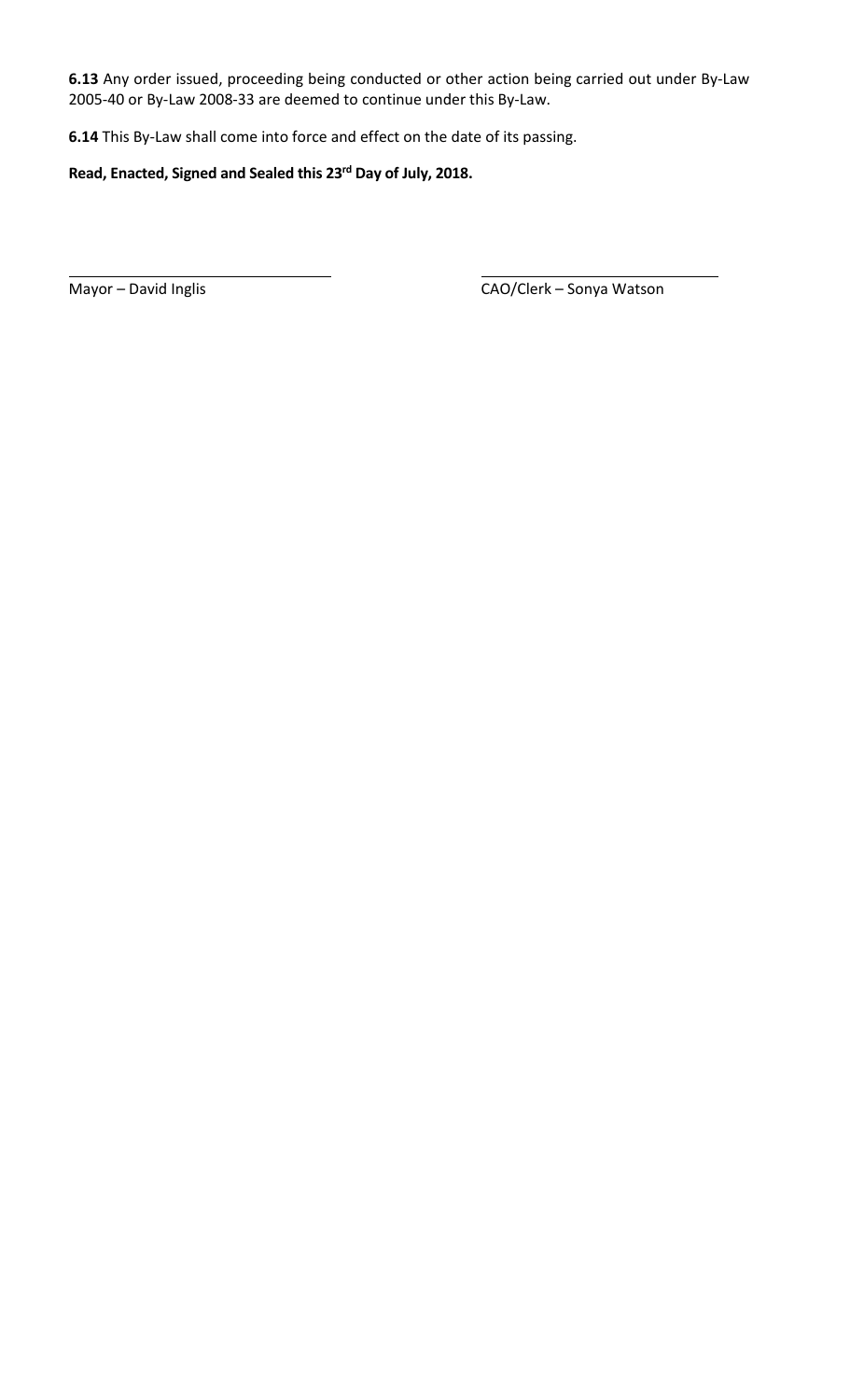**6.13** Any order issued, proceeding being conducted or other action being carried out under By-Law 2005-40 or By-Law 2008-33 are deemed to continue under this By-Law.

**6.14** This By-Law shall come into force and effect on the date of its passing.

**Read, Enacted, Signed and Sealed this 23rd Day of July, 2018.**

Mayor – David Inglis

CAO/Clerk – Sonya Watson